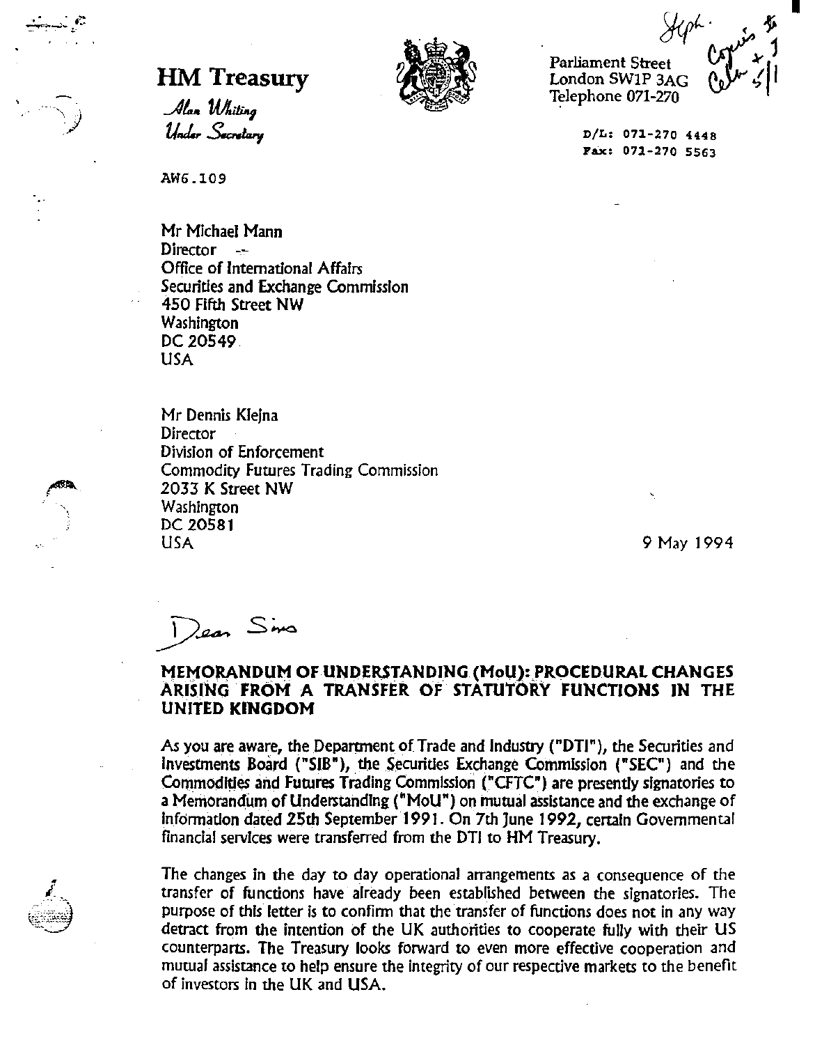# HM Treasury

*Alan Whiting*
*Under Secretary*

Parliament Street
London SW1P 3AG
Telephone 071-270

D/L: 071-270 4448
Fax: 071-270 5563

AW6.109

Mr Michael Mann
Director
Office of International Affairs
Securities and Exchange Commission
450 Fifth Street NW
Washington
DC 20549
USA

Mr Dennis Klejna
Director
Division of Enforcement
Commodity Futures Trading Commission
2033 K Street NW
Washington
DC 20581
USA

9 May 1994

Dear Sirs

**MEMORANDUM OF UNDERSTANDING (MoU): PROCEDURAL CHANGES ARISING FROM A TRANSFER OF STATUTORY FUNCTIONS IN THE UNITED KINGDOM**

As you are aware, the Department of Trade and Industry ("DTI"), the Securities and Investments Board ("SIB"), the Securities Exchange Commission ("SEC") and the Commodities and Futures Trading Commission ("CFTC") are presently signatories to a Memorandum of Understanding ("MoU") on mutual assistance and the exchange of information dated 25th September 1991. On 7th June 1992, certain Governmental financial services were transferred from the DTI to HM Treasury.

The changes in the day to day operational arrangements as a consequence of the transfer of functions have already been established between the signatories. The purpose of this letter is to confirm that the transfer of functions does not in any way detract from the intention of the UK authorities to cooperate fully with their US counterparts. The Treasury looks forward to even more effective cooperation and mutual assistance to help ensure the integrity of our respective markets to the benefit of investors in the UK and USA.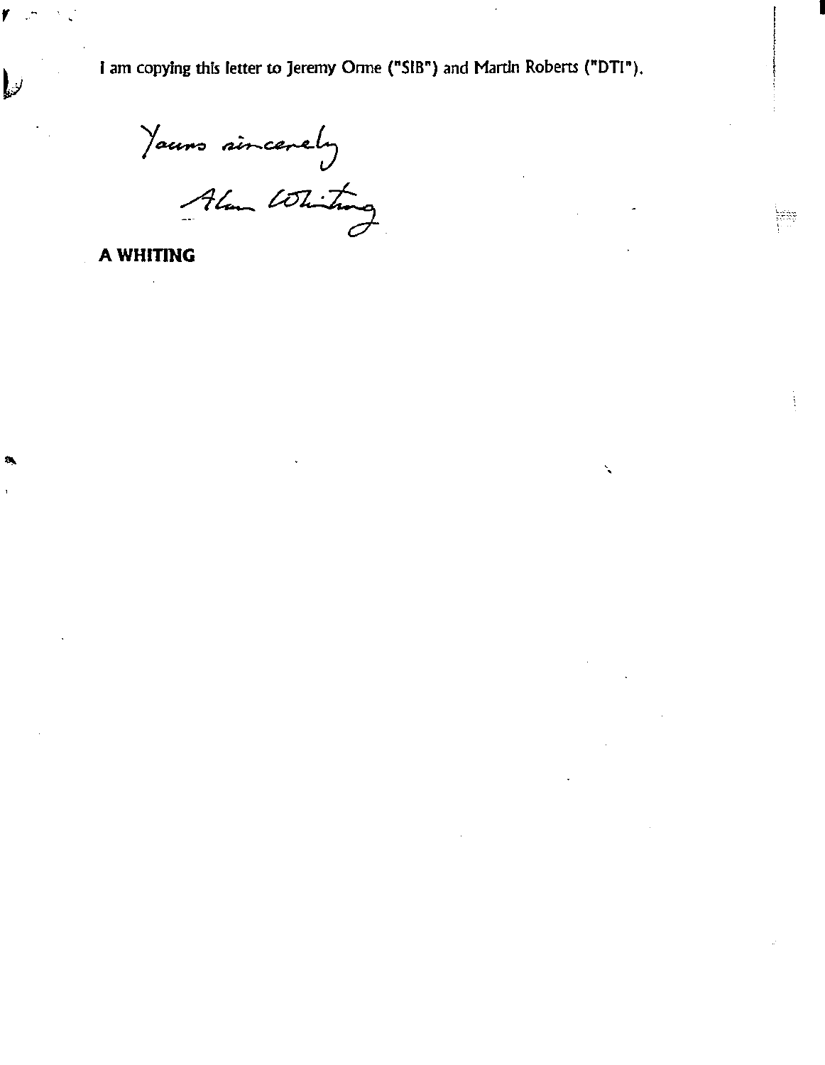I am copying this letter to Jeremy Orme ("SIB") and Martin Roberts ("DTI").

Yours sincerely

Alan Whiting

**A WHITING**